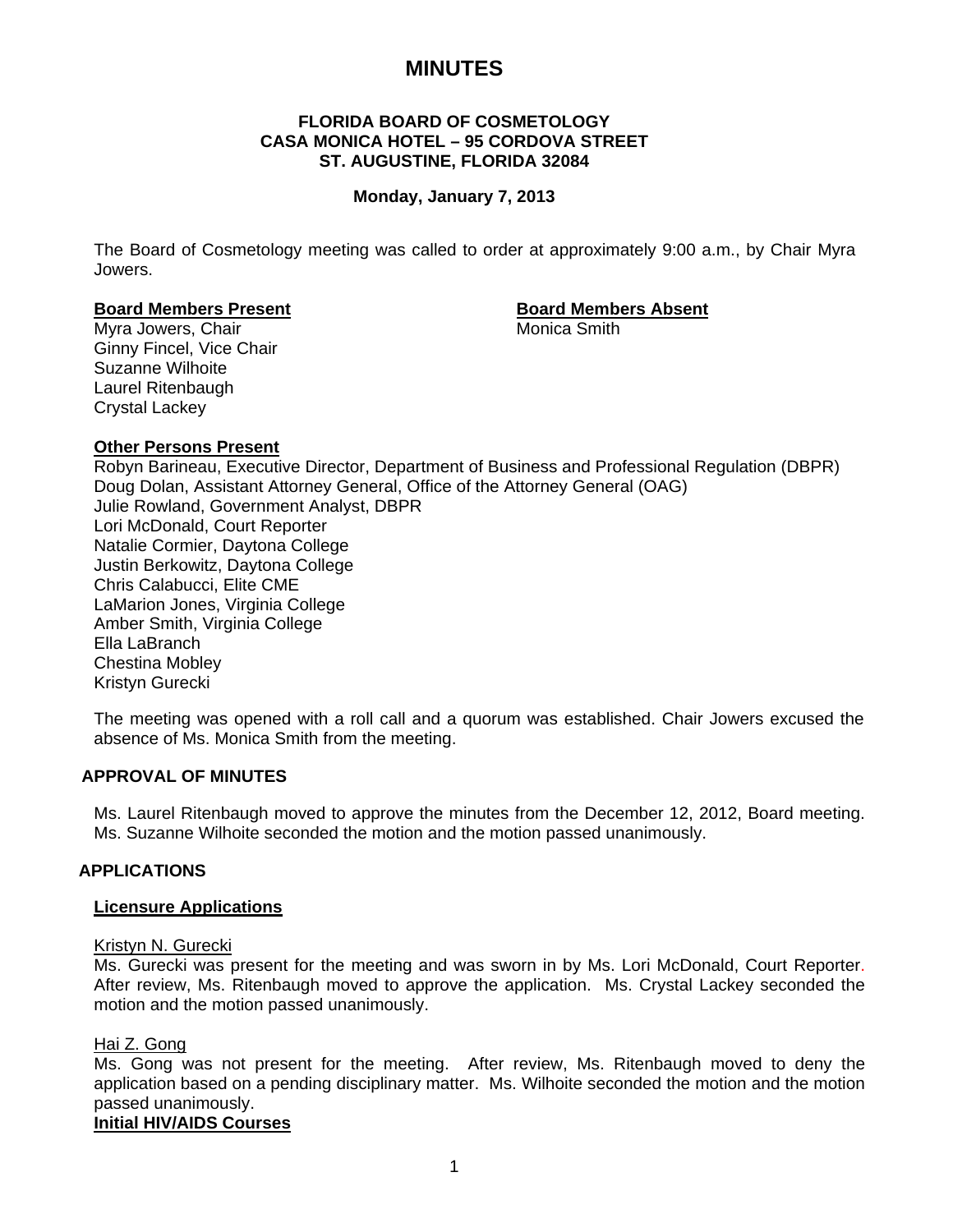# MINUTES

**FLORIDA BOARD OF COSMETOLOGY**
**CASA MONICA HOTEL – 95 CORDOVA STREET**
**ST. AUGUSTINE, FLORIDA 32084**

**Monday, January 7, 2013**

The Board of Cosmetology meeting was called to order at approximately 9:00 a.m., by Chair Myra Jowers.

**Board Members Present**

Myra Jowers, Chair
Ginny Fincel, Vice Chair
Suzanne Wilhoite
Laurel Ritenbaugh
Crystal Lackey

**Board Members Absent**

Monica Smith

**Other Persons Present**

Robyn Barineau, Executive Director, Department of Business and Professional Regulation (DBPR)
Doug Dolan, Assistant Attorney General, Office of the Attorney General (OAG)
Julie Rowland, Government Analyst, DBPR
Lori McDonald, Court Reporter
Natalie Cormier, Daytona College
Justin Berkowitz, Daytona College
Chris Calabucci, Elite CME
LaMarion Jones, Virginia College
Amber Smith, Virginia College
Ella LaBranch
Chestina Mobley
Kristyn Gurecki

The meeting was opened with a roll call and a quorum was established. Chair Jowers excused the absence of Ms. Monica Smith from the meeting.

## APPROVAL OF MINUTES

Ms. Laurel Ritenbaugh moved to approve the minutes from the December 12, 2012, Board meeting. Ms. Suzanne Wilhoite seconded the motion and the motion passed unanimously.

## APPLICATIONS

### Licensure Applications

Kristyn N. Gurecki
Ms. Gurecki was present for the meeting and was sworn in by Ms. Lori McDonald, Court Reporter. After review, Ms. Ritenbaugh moved to approve the application. Ms. Crystal Lackey seconded the motion and the motion passed unanimously.

Hai Z. Gong
Ms. Gong was not present for the meeting. After review, Ms. Ritenbaugh moved to deny the application based on a pending disciplinary matter. Ms. Wilhoite seconded the motion and the motion passed unanimously.

### Initial HIV/AIDS Courses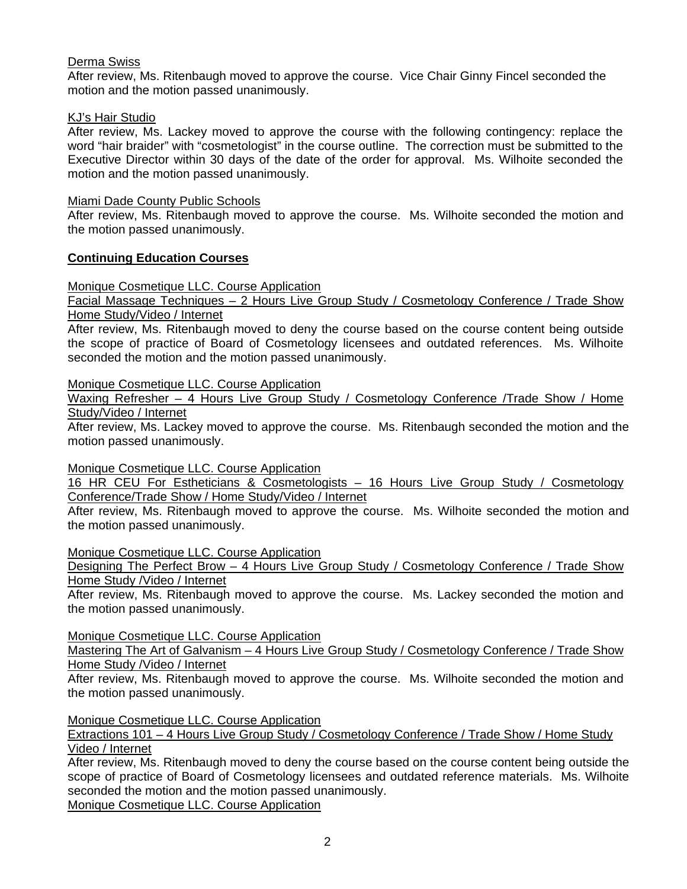Derma Swiss

After review, Ms. Ritenbaugh moved to approve the course. Vice Chair Ginny Fincel seconded the motion and the motion passed unanimously.

KJ's Hair Studio

After review, Ms. Lackey moved to approve the course with the following contingency: replace the word "hair braider" with "cosmetologist" in the course outline. The correction must be submitted to the Executive Director within 30 days of the date of the order for approval. Ms. Wilhoite seconded the motion and the motion passed unanimously.

Miami Dade County Public Schools

After review, Ms. Ritenbaugh moved to approve the course. Ms. Wilhoite seconded the motion and the motion passed unanimously.

**Continuing Education Courses**

Monique Cosmetique LLC. Course Application

Facial Massage Techniques – 2 Hours Live Group Study / Cosmetology Conference / Trade Show Home Study/Video / Internet

After review, Ms. Ritenbaugh moved to deny the course based on the course content being outside the scope of practice of Board of Cosmetology licensees and outdated references. Ms. Wilhoite seconded the motion and the motion passed unanimously.

Monique Cosmetique LLC. Course Application

Waxing Refresher – 4 Hours Live Group Study / Cosmetology Conference /Trade Show / Home Study/Video / Internet

After review, Ms. Lackey moved to approve the course. Ms. Ritenbaugh seconded the motion and the motion passed unanimously.

Monique Cosmetique LLC. Course Application

16 HR CEU For Estheticians & Cosmetologists – 16 Hours Live Group Study / Cosmetology Conference/Trade Show / Home Study/Video / Internet

After review, Ms. Ritenbaugh moved to approve the course. Ms. Wilhoite seconded the motion and the motion passed unanimously.

Monique Cosmetique LLC. Course Application

Designing The Perfect Brow – 4 Hours Live Group Study / Cosmetology Conference / Trade Show Home Study /Video / Internet

After review, Ms. Ritenbaugh moved to approve the course. Ms. Lackey seconded the motion and the motion passed unanimously.

Monique Cosmetique LLC. Course Application

Mastering The Art of Galvanism – 4 Hours Live Group Study / Cosmetology Conference / Trade Show Home Study /Video / Internet

After review, Ms. Ritenbaugh moved to approve the course. Ms. Wilhoite seconded the motion and the motion passed unanimously.

Monique Cosmetique LLC. Course Application

Extractions 101 – 4 Hours Live Group Study / Cosmetology Conference / Trade Show / Home Study Video / Internet

After review, Ms. Ritenbaugh moved to deny the course based on the course content being outside the scope of practice of Board of Cosmetology licensees and outdated reference materials. Ms. Wilhoite seconded the motion and the motion passed unanimously.

Monique Cosmetique LLC. Course Application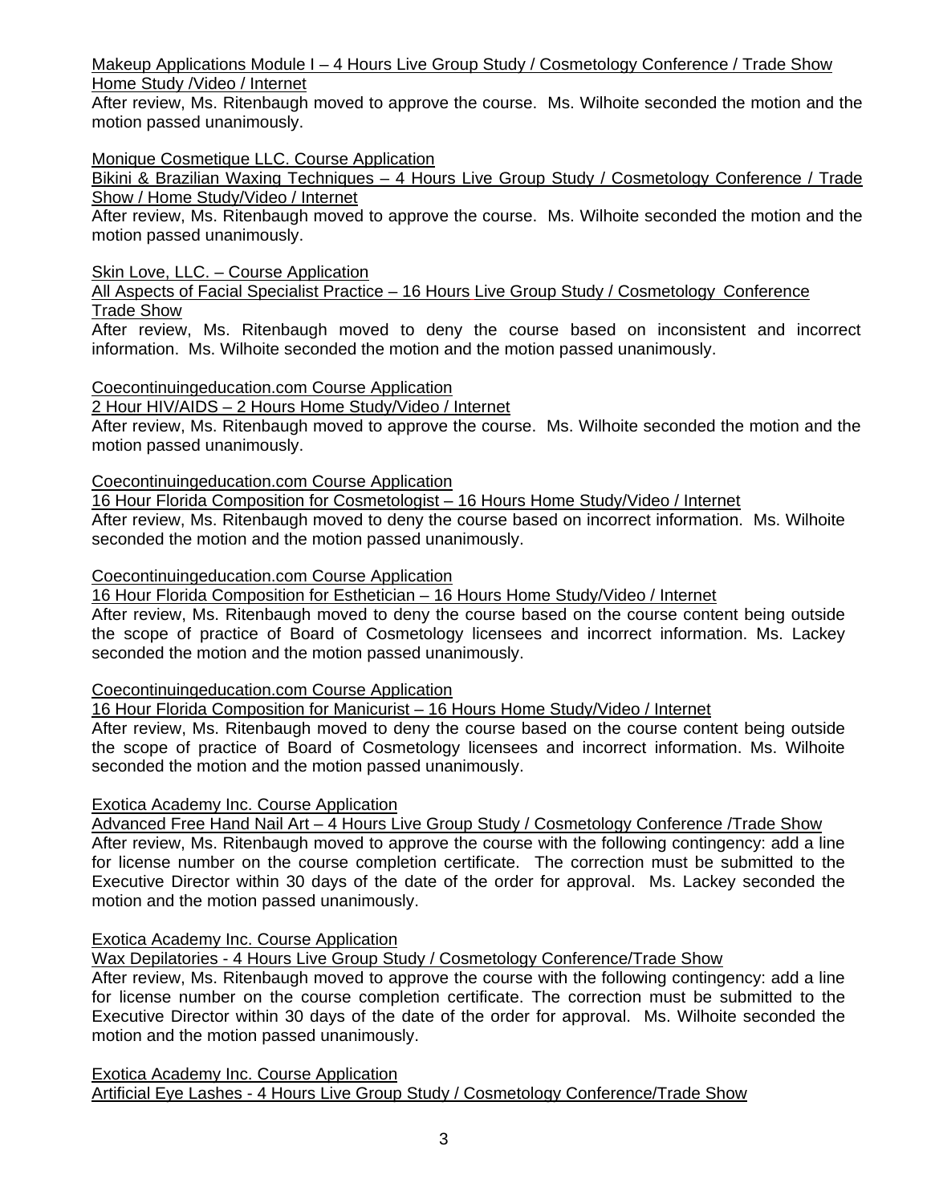Makeup Applications Module I – 4 Hours Live Group Study / Cosmetology Conference / Trade Show Home Study /Video / Internet

After review, Ms. Ritenbaugh moved to approve the course. Ms. Wilhoite seconded the motion and the motion passed unanimously.

Monique Cosmetique LLC. Course Application

Bikini & Brazilian Waxing Techniques – 4 Hours Live Group Study / Cosmetology Conference / Trade Show / Home Study/Video / Internet

After review, Ms. Ritenbaugh moved to approve the course. Ms. Wilhoite seconded the motion and the motion passed unanimously.

Skin Love, LLC. – Course Application

All Aspects of Facial Specialist Practice – 16 Hours Live Group Study / Cosmetology Conference Trade Show

After review, Ms. Ritenbaugh moved to deny the course based on inconsistent and incorrect information. Ms. Wilhoite seconded the motion and the motion passed unanimously.

Coecontinuingeducation.com Course Application

2 Hour HIV/AIDS – 2 Hours Home Study/Video / Internet

After review, Ms. Ritenbaugh moved to approve the course. Ms. Wilhoite seconded the motion and the motion passed unanimously.

Coecontinuingeducation.com Course Application

16 Hour Florida Composition for Cosmetologist – 16 Hours Home Study/Video / Internet

After review, Ms. Ritenbaugh moved to deny the course based on incorrect information. Ms. Wilhoite seconded the motion and the motion passed unanimously.

Coecontinuingeducation.com Course Application

16 Hour Florida Composition for Esthetician – 16 Hours Home Study/Video / Internet

After review, Ms. Ritenbaugh moved to deny the course based on the course content being outside the scope of practice of Board of Cosmetology licensees and incorrect information. Ms. Lackey seconded the motion and the motion passed unanimously.

Coecontinuingeducation.com Course Application

16 Hour Florida Composition for Manicurist – 16 Hours Home Study/Video / Internet

After review, Ms. Ritenbaugh moved to deny the course based on the course content being outside the scope of practice of Board of Cosmetology licensees and incorrect information. Ms. Wilhoite seconded the motion and the motion passed unanimously.

Exotica Academy Inc. Course Application

Advanced Free Hand Nail Art – 4 Hours Live Group Study / Cosmetology Conference /Trade Show

After review, Ms. Ritenbaugh moved to approve the course with the following contingency: add a line for license number on the course completion certificate. The correction must be submitted to the Executive Director within 30 days of the date of the order for approval. Ms. Lackey seconded the motion and the motion passed unanimously.

Exotica Academy Inc. Course Application

Wax Depilatories - 4 Hours Live Group Study / Cosmetology Conference/Trade Show

After review, Ms. Ritenbaugh moved to approve the course with the following contingency: add a line for license number on the course completion certificate. The correction must be submitted to the Executive Director within 30 days of the date of the order for approval. Ms. Wilhoite seconded the motion and the motion passed unanimously.

Exotica Academy Inc. Course Application

Artificial Eye Lashes - 4 Hours Live Group Study / Cosmetology Conference/Trade Show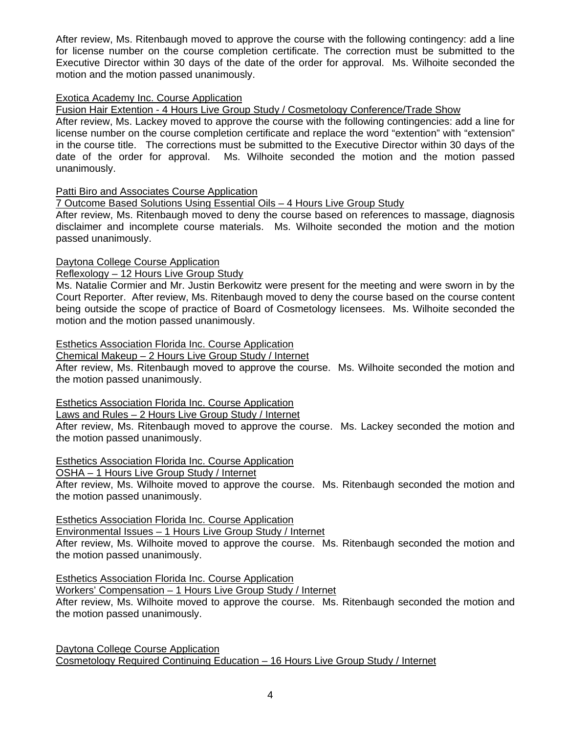After review, Ms. Ritenbaugh moved to approve the course with the following contingency: add a line for license number on the course completion certificate. The correction must be submitted to the Executive Director within 30 days of the date of the order for approval. Ms. Wilhoite seconded the motion and the motion passed unanimously.

<u>Exotica Academy Inc. Course Application</u>
<u>Fusion Hair Extention - 4 Hours Live Group Study / Cosmetology Conference/Trade Show</u>
After review, Ms. Lackey moved to approve the course with the following contingencies: add a line for license number on the course completion certificate and replace the word "extention" with "extension" in the course title. The corrections must be submitted to the Executive Director within 30 days of the date of the order for approval. Ms. Wilhoite seconded the motion and the motion passed unanimously.

<u>Patti Biro and Associates Course Application</u>
<u>7 Outcome Based Solutions Using Essential Oils – 4 Hours Live Group Study</u>
After review, Ms. Ritenbaugh moved to deny the course based on references to massage, diagnosis disclaimer and incomplete course materials. Ms. Wilhoite seconded the motion and the motion passed unanimously.

<u>Daytona College Course Application</u>
<u>Reflexology – 12 Hours Live Group Study</u>
Ms. Natalie Cormier and Mr. Justin Berkowitz were present for the meeting and were sworn in by the Court Reporter. After review, Ms. Ritenbaugh moved to deny the course based on the course content being outside the scope of practice of Board of Cosmetology licensees. Ms. Wilhoite seconded the motion and the motion passed unanimously.

<u>Esthetics Association Florida Inc. Course Application</u>
<u>Chemical Makeup – 2 Hours Live Group Study / Internet</u>
After review, Ms. Ritenbaugh moved to approve the course. Ms. Wilhoite seconded the motion and the motion passed unanimously.

<u>Esthetics Association Florida Inc. Course Application</u>
<u>Laws and Rules – 2 Hours Live Group Study / Internet</u>
After review, Ms. Ritenbaugh moved to approve the course. Ms. Lackey seconded the motion and the motion passed unanimously.

<u>Esthetics Association Florida Inc. Course Application</u>
<u>OSHA – 1 Hours Live Group Study / Internet</u>
After review, Ms. Wilhoite moved to approve the course. Ms. Ritenbaugh seconded the motion and the motion passed unanimously.

<u>Esthetics Association Florida Inc. Course Application</u>
<u>Environmental Issues – 1 Hours Live Group Study / Internet</u>
After review, Ms. Wilhoite moved to approve the course. Ms. Ritenbaugh seconded the motion and the motion passed unanimously.

<u>Esthetics Association Florida Inc. Course Application</u>
<u>Workers' Compensation – 1 Hours Live Group Study / Internet</u>
After review, Ms. Wilhoite moved to approve the course. Ms. Ritenbaugh seconded the motion and the motion passed unanimously.

<u>Daytona College Course Application</u>
<u>Cosmetology Required Continuing Education – 16 Hours Live Group Study / Internet</u>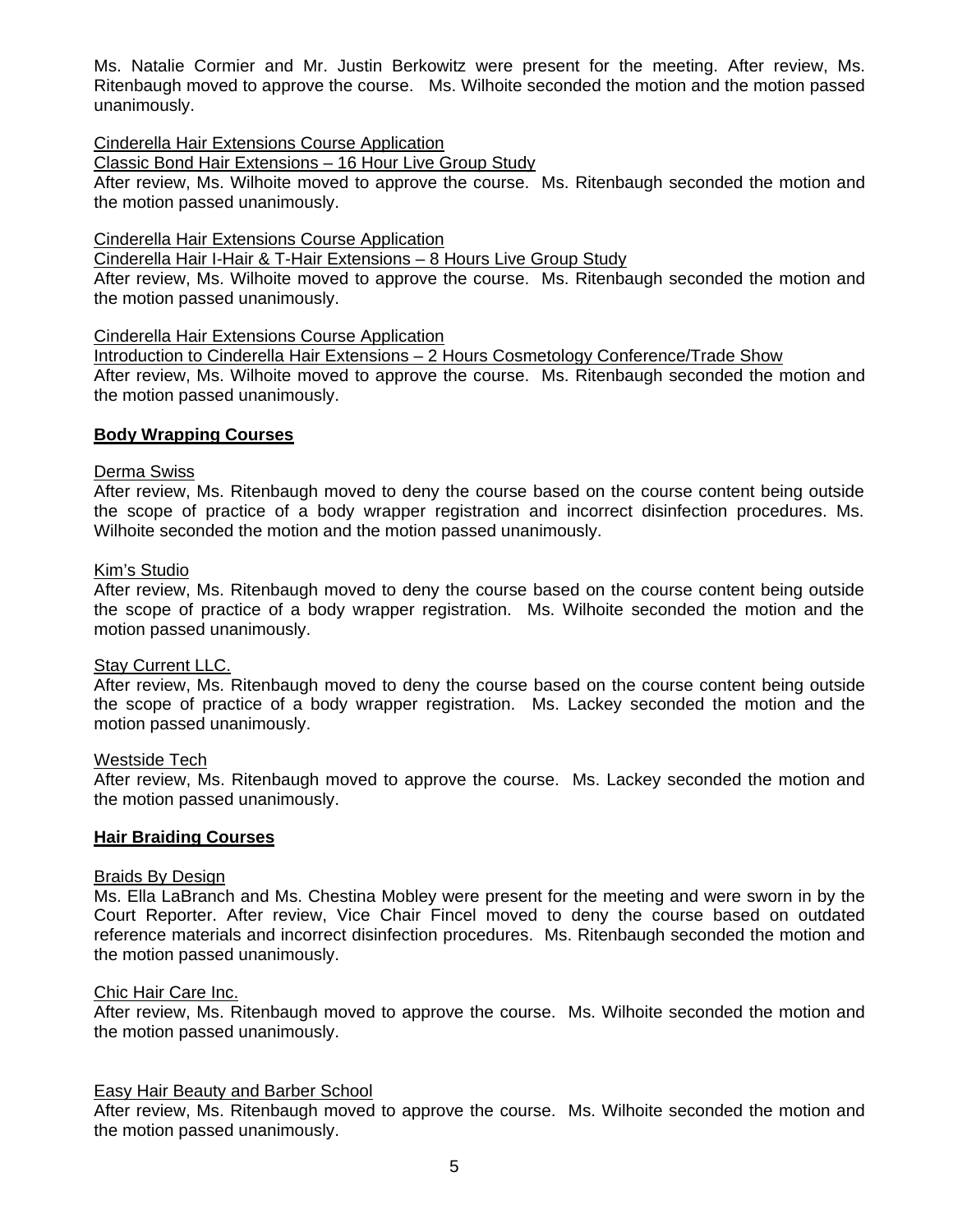Ms. Natalie Cormier and Mr. Justin Berkowitz were present for the meeting. After review, Ms. Ritenbaugh moved to approve the course. Ms. Wilhoite seconded the motion and the motion passed unanimously.

Cinderella Hair Extensions Course Application
Classic Bond Hair Extensions – 16 Hour Live Group Study
After review, Ms. Wilhoite moved to approve the course. Ms. Ritenbaugh seconded the motion and the motion passed unanimously.

Cinderella Hair Extensions Course Application
Cinderella Hair I-Hair & T-Hair Extensions – 8 Hours Live Group Study
After review, Ms. Wilhoite moved to approve the course. Ms. Ritenbaugh seconded the motion and the motion passed unanimously.

Cinderella Hair Extensions Course Application
Introduction to Cinderella Hair Extensions – 2 Hours Cosmetology Conference/Trade Show
After review, Ms. Wilhoite moved to approve the course. Ms. Ritenbaugh seconded the motion and the motion passed unanimously.

**Body Wrapping Courses**

Derma Swiss
After review, Ms. Ritenbaugh moved to deny the course based on the course content being outside the scope of practice of a body wrapper registration and incorrect disinfection procedures. Ms. Wilhoite seconded the motion and the motion passed unanimously.

Kim's Studio
After review, Ms. Ritenbaugh moved to deny the course based on the course content being outside the scope of practice of a body wrapper registration. Ms. Wilhoite seconded the motion and the motion passed unanimously.

Stay Current LLC.
After review, Ms. Ritenbaugh moved to deny the course based on the course content being outside the scope of practice of a body wrapper registration. Ms. Lackey seconded the motion and the motion passed unanimously.

Westside Tech
After review, Ms. Ritenbaugh moved to approve the course. Ms. Lackey seconded the motion and the motion passed unanimously.

**Hair Braiding Courses**

Braids By Design
Ms. Ella LaBranch and Ms. Chestina Mobley were present for the meeting and were sworn in by the Court Reporter. After review, Vice Chair Fincel moved to deny the course based on outdated reference materials and incorrect disinfection procedures. Ms. Ritenbaugh seconded the motion and the motion passed unanimously.

Chic Hair Care Inc.
After review, Ms. Ritenbaugh moved to approve the course. Ms. Wilhoite seconded the motion and the motion passed unanimously.

Easy Hair Beauty and Barber School
After review, Ms. Ritenbaugh moved to approve the course. Ms. Wilhoite seconded the motion and the motion passed unanimously.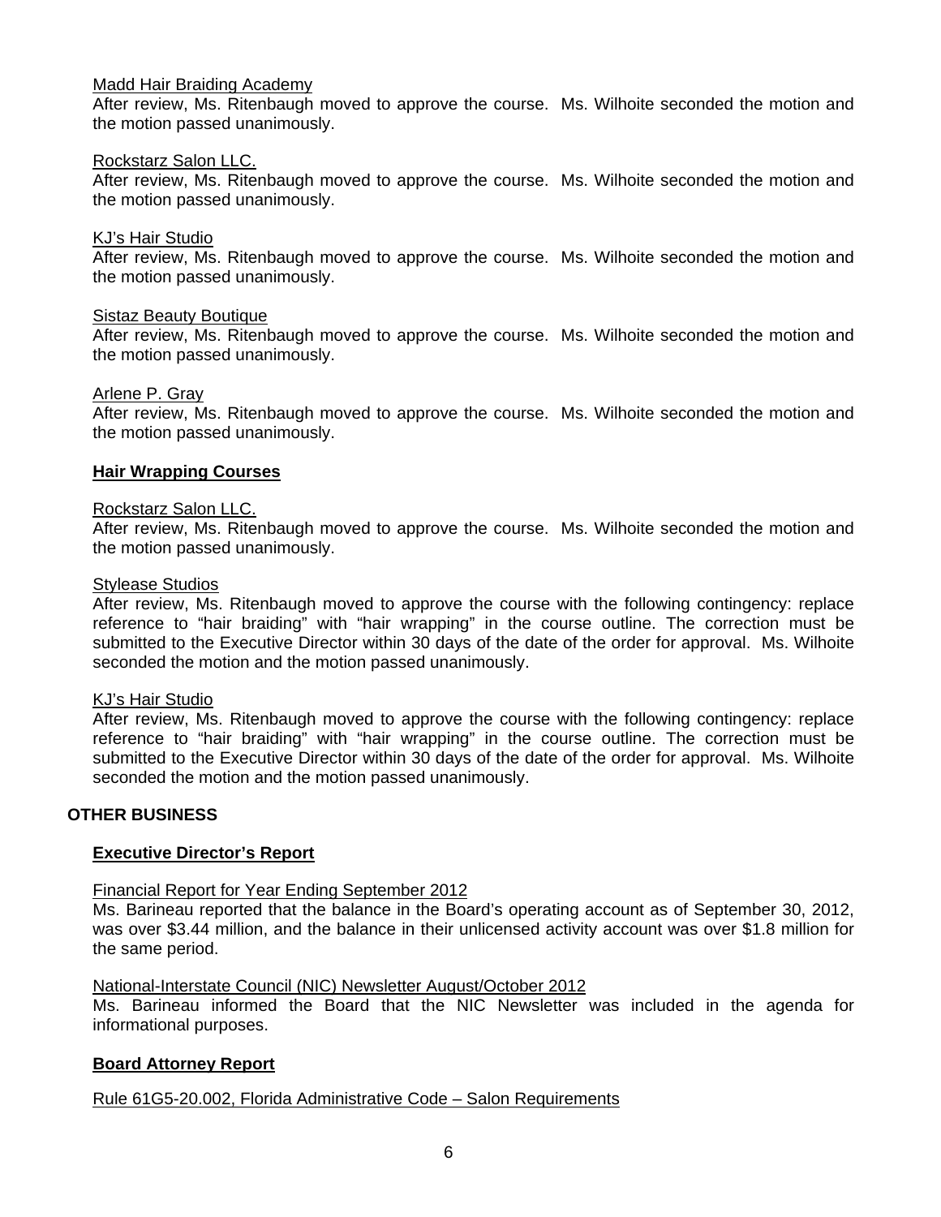Madd Hair Braiding Academy

After review, Ms. Ritenbaugh moved to approve the course. Ms. Wilhoite seconded the motion and the motion passed unanimously.

Rockstarz Salon LLC.

After review, Ms. Ritenbaugh moved to approve the course. Ms. Wilhoite seconded the motion and the motion passed unanimously.

KJ's Hair Studio

After review, Ms. Ritenbaugh moved to approve the course. Ms. Wilhoite seconded the motion and the motion passed unanimously.

Sistaz Beauty Boutique

After review, Ms. Ritenbaugh moved to approve the course. Ms. Wilhoite seconded the motion and the motion passed unanimously.

Arlene P. Gray

After review, Ms. Ritenbaugh moved to approve the course. Ms. Wilhoite seconded the motion and the motion passed unanimously.

**Hair Wrapping Courses**

Rockstarz Salon LLC.

After review, Ms. Ritenbaugh moved to approve the course. Ms. Wilhoite seconded the motion and the motion passed unanimously.

Stylease Studios

After review, Ms. Ritenbaugh moved to approve the course with the following contingency: replace reference to "hair braiding" with "hair wrapping" in the course outline. The correction must be submitted to the Executive Director within 30 days of the date of the order for approval. Ms. Wilhoite seconded the motion and the motion passed unanimously.

KJ's Hair Studio

After review, Ms. Ritenbaugh moved to approve the course with the following contingency: replace reference to "hair braiding" with "hair wrapping" in the course outline. The correction must be submitted to the Executive Director within 30 days of the date of the order for approval. Ms. Wilhoite seconded the motion and the motion passed unanimously.

## OTHER BUSINESS

**Executive Director's Report**

Financial Report for Year Ending September 2012

Ms. Barineau reported that the balance in the Board's operating account as of September 30, 2012, was over $3.44 million, and the balance in their unlicensed activity account was over $1.8 million for the same period.

National-Interstate Council (NIC) Newsletter August/October 2012

Ms. Barineau informed the Board that the NIC Newsletter was included in the agenda for informational purposes.

**Board Attorney Report**

Rule 61G5-20.002, Florida Administrative Code – Salon Requirements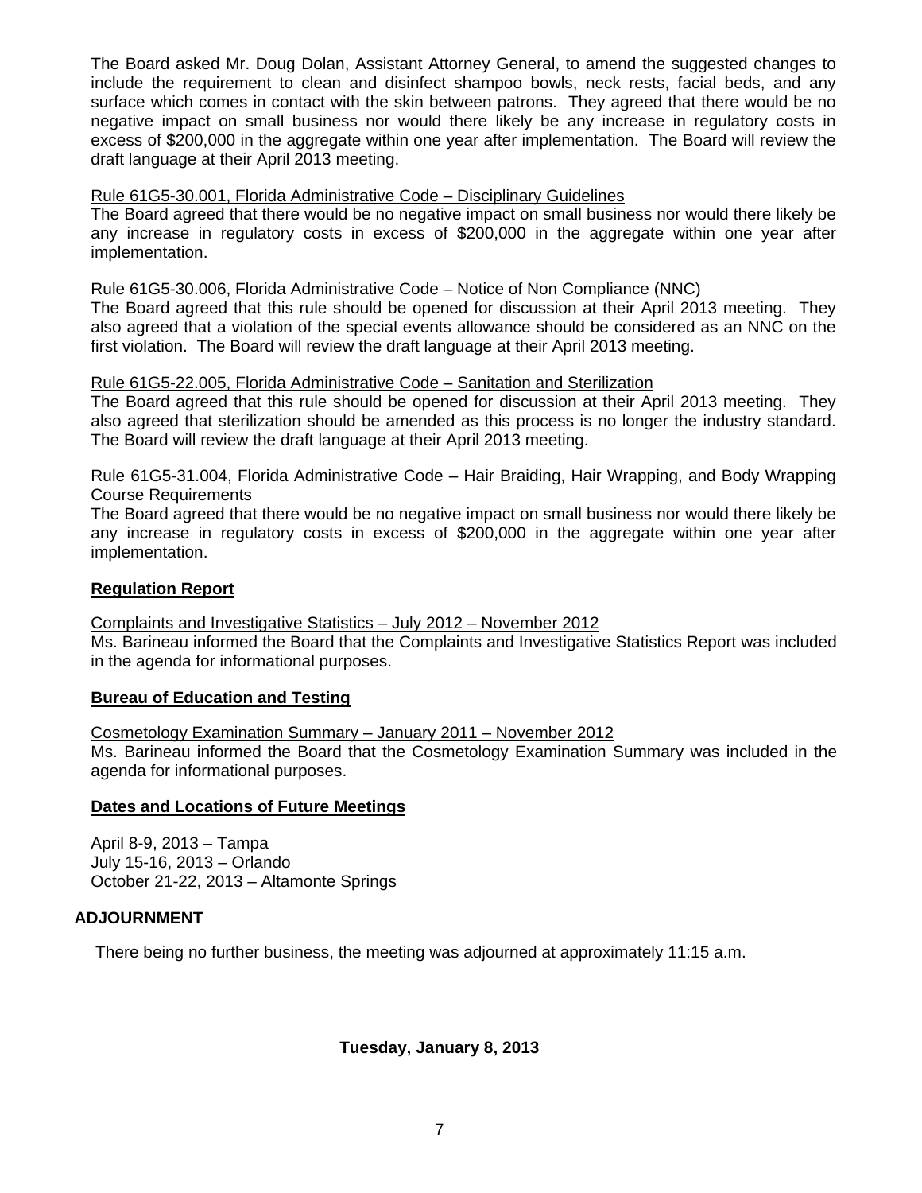The Board asked Mr. Doug Dolan, Assistant Attorney General, to amend the suggested changes to include the requirement to clean and disinfect shampoo bowls, neck rests, facial beds, and any surface which comes in contact with the skin between patrons. They agreed that there would be no negative impact on small business nor would there likely be any increase in regulatory costs in excess of $200,000 in the aggregate within one year after implementation. The Board will review the draft language at their April 2013 meeting.

Rule 61G5-30.001, Florida Administrative Code – Disciplinary Guidelines
The Board agreed that there would be no negative impact on small business nor would there likely be any increase in regulatory costs in excess of $200,000 in the aggregate within one year after implementation.

Rule 61G5-30.006, Florida Administrative Code – Notice of Non Compliance (NNC)
The Board agreed that this rule should be opened for discussion at their April 2013 meeting. They also agreed that a violation of the special events allowance should be considered as an NNC on the first violation. The Board will review the draft language at their April 2013 meeting.

Rule 61G5-22.005, Florida Administrative Code – Sanitation and Sterilization
The Board agreed that this rule should be opened for discussion at their April 2013 meeting. They also agreed that sterilization should be amended as this process is no longer the industry standard. The Board will review the draft language at their April 2013 meeting.

Rule 61G5-31.004, Florida Administrative Code – Hair Braiding, Hair Wrapping, and Body Wrapping Course Requirements
The Board agreed that there would be no negative impact on small business nor would there likely be any increase in regulatory costs in excess of $200,000 in the aggregate within one year after implementation.

**Regulation Report**

Complaints and Investigative Statistics – July 2012 – November 2012
Ms. Barineau informed the Board that the Complaints and Investigative Statistics Report was included in the agenda for informational purposes.

**Bureau of Education and Testing**

Cosmetology Examination Summary – January 2011 – November 2012
Ms. Barineau informed the Board that the Cosmetology Examination Summary was included in the agenda for informational purposes.

**Dates and Locations of Future Meetings**

April 8-9, 2013 – Tampa
July 15-16, 2013 – Orlando
October 21-22, 2013 – Altamonte Springs

**ADJOURNMENT**

There being no further business, the meeting was adjourned at approximately 11:15 a.m.

**Tuesday, January 8, 2013**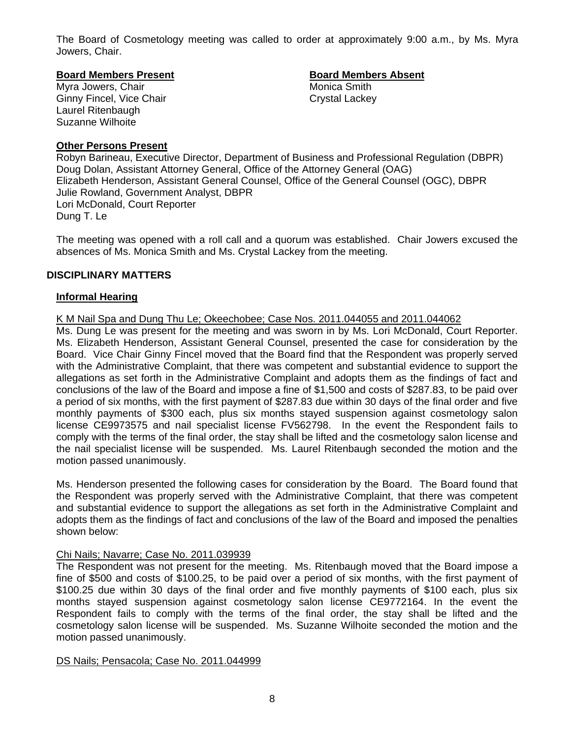The Board of Cosmetology meeting was called to order at approximately 9:00 a.m., by Ms. Myra Jowers, Chair.

**Board Members Present**

Myra Jowers, Chair
Ginny Fincel, Vice Chair
Laurel Ritenbaugh
Suzanne Wilhoite

**Board Members Absent**

Monica Smith
Crystal Lackey

**Other Persons Present**

Robyn Barineau, Executive Director, Department of Business and Professional Regulation (DBPR)
Doug Dolan, Assistant Attorney General, Office of the Attorney General (OAG)
Elizabeth Henderson, Assistant General Counsel, Office of the General Counsel (OGC), DBPR
Julie Rowland, Government Analyst, DBPR
Lori McDonald, Court Reporter
Dung T. Le

The meeting was opened with a roll call and a quorum was established. Chair Jowers excused the absences of Ms. Monica Smith and Ms. Crystal Lackey from the meeting.

## DISCIPLINARY MATTERS

### Informal Hearing

K M Nail Spa and Dung Thu Le; Okeechobee; Case Nos. 2011.044055 and 2011.044062

Ms. Dung Le was present for the meeting and was sworn in by Ms. Lori McDonald, Court Reporter. Ms. Elizabeth Henderson, Assistant General Counsel, presented the case for consideration by the Board. Vice Chair Ginny Fincel moved that the Board find that the Respondent was properly served with the Administrative Complaint, that there was competent and substantial evidence to support the allegations as set forth in the Administrative Complaint and adopts them as the findings of fact and conclusions of the law of the Board and impose a fine of $1,500 and costs of $287.83, to be paid over a period of six months, with the first payment of $287.83 due within 30 days of the final order and five monthly payments of $300 each, plus six months stayed suspension against cosmetology salon license CE9973575 and nail specialist license FV562798. In the event the Respondent fails to comply with the terms of the final order, the stay shall be lifted and the cosmetology salon license and the nail specialist license will be suspended. Ms. Laurel Ritenbaugh seconded the motion and the motion passed unanimously.

Ms. Henderson presented the following cases for consideration by the Board. The Board found that the Respondent was properly served with the Administrative Complaint, that there was competent and substantial evidence to support the allegations as set forth in the Administrative Complaint and adopts them as the findings of fact and conclusions of the law of the Board and imposed the penalties shown below:

Chi Nails; Navarre; Case No. 2011.039939

The Respondent was not present for the meeting. Ms. Ritenbaugh moved that the Board impose a fine of $500 and costs of $100.25, to be paid over a period of six months, with the first payment of $100.25 due within 30 days of the final order and five monthly payments of $100 each, plus six months stayed suspension against cosmetology salon license CE9772164. In the event the Respondent fails to comply with the terms of the final order, the stay shall be lifted and the cosmetology salon license will be suspended. Ms. Suzanne Wilhoite seconded the motion and the motion passed unanimously.

DS Nails; Pensacola; Case No. 2011.044999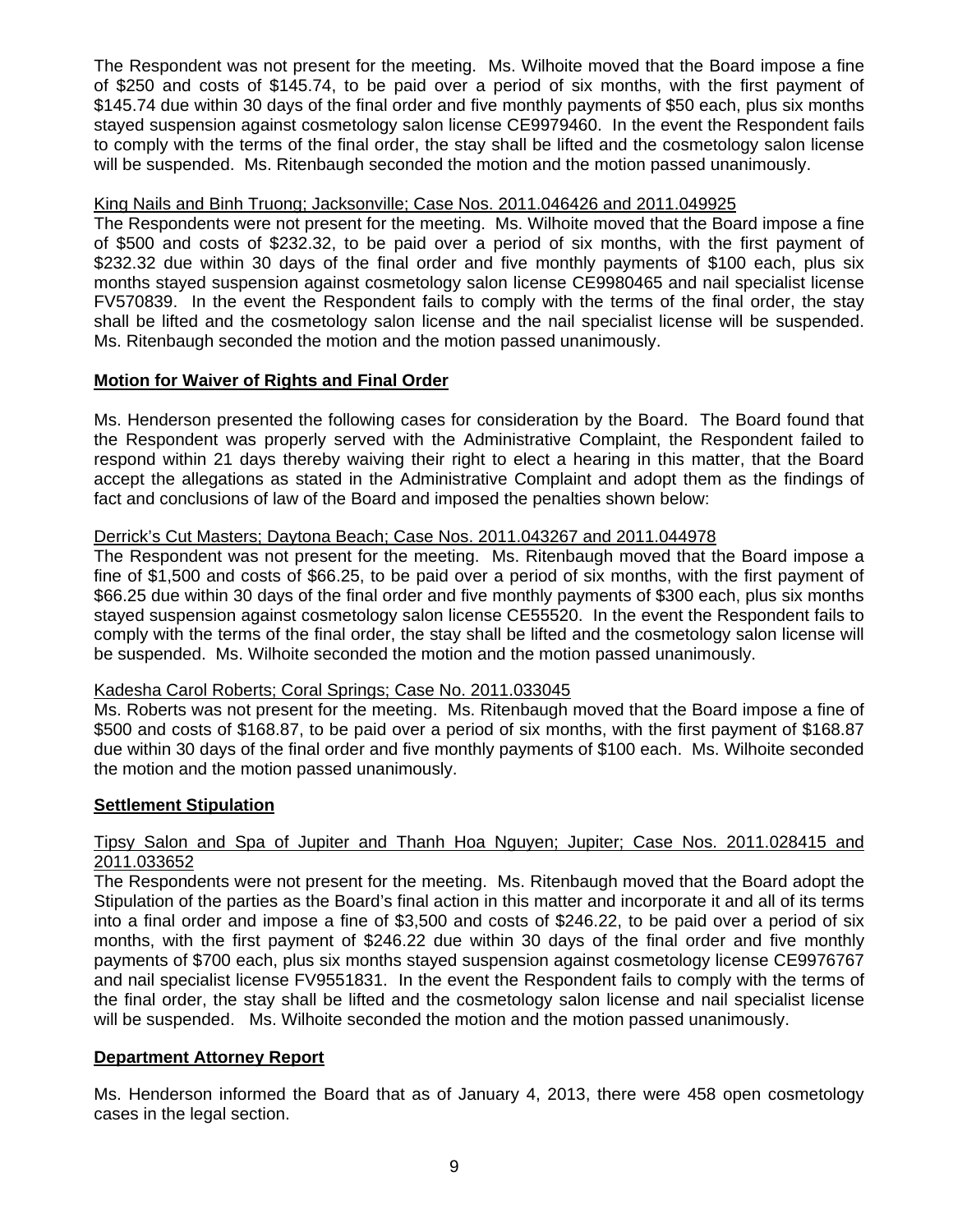The Respondent was not present for the meeting. Ms. Wilhoite moved that the Board impose a fine of $250 and costs of $145.74, to be paid over a period of six months, with the first payment of $145.74 due within 30 days of the final order and five monthly payments of $50 each, plus six months stayed suspension against cosmetology salon license CE9979460. In the event the Respondent fails to comply with the terms of the final order, the stay shall be lifted and the cosmetology salon license will be suspended. Ms. Ritenbaugh seconded the motion and the motion passed unanimously.

King Nails and Binh Truong; Jacksonville; Case Nos. 2011.046426 and 2011.049925

The Respondents were not present for the meeting. Ms. Wilhoite moved that the Board impose a fine of $500 and costs of $232.32, to be paid over a period of six months, with the first payment of $232.32 due within 30 days of the final order and five monthly payments of $100 each, plus six months stayed suspension against cosmetology salon license CE9980465 and nail specialist license FV570839. In the event the Respondent fails to comply with the terms of the final order, the stay shall be lifted and the cosmetology salon license and the nail specialist license will be suspended. Ms. Ritenbaugh seconded the motion and the motion passed unanimously.

**Motion for Waiver of Rights and Final Order**

Ms. Henderson presented the following cases for consideration by the Board. The Board found that the Respondent was properly served with the Administrative Complaint, the Respondent failed to respond within 21 days thereby waiving their right to elect a hearing in this matter, that the Board accept the allegations as stated in the Administrative Complaint and adopt them as the findings of fact and conclusions of law of the Board and imposed the penalties shown below:

Derrick's Cut Masters; Daytona Beach; Case Nos. 2011.043267 and 2011.044978

The Respondent was not present for the meeting. Ms. Ritenbaugh moved that the Board impose a fine of $1,500 and costs of $66.25, to be paid over a period of six months, with the first payment of $66.25 due within 30 days of the final order and five monthly payments of $300 each, plus six months stayed suspension against cosmetology salon license CE55520. In the event the Respondent fails to comply with the terms of the final order, the stay shall be lifted and the cosmetology salon license will be suspended. Ms. Wilhoite seconded the motion and the motion passed unanimously.

Kadesha Carol Roberts; Coral Springs; Case No. 2011.033045

Ms. Roberts was not present for the meeting. Ms. Ritenbaugh moved that the Board impose a fine of $500 and costs of $168.87, to be paid over a period of six months, with the first payment of $168.87 due within 30 days of the final order and five monthly payments of $100 each. Ms. Wilhoite seconded the motion and the motion passed unanimously.

**Settlement Stipulation**

Tipsy Salon and Spa of Jupiter and Thanh Hoa Nguyen; Jupiter; Case Nos. 2011.028415 and 2011.033652

The Respondents were not present for the meeting. Ms. Ritenbaugh moved that the Board adopt the Stipulation of the parties as the Board's final action in this matter and incorporate it and all of its terms into a final order and impose a fine of $3,500 and costs of $246.22, to be paid over a period of six months, with the first payment of $246.22 due within 30 days of the final order and five monthly payments of $700 each, plus six months stayed suspension against cosmetology license CE9976767 and nail specialist license FV9551831. In the event the Respondent fails to comply with the terms of the final order, the stay shall be lifted and the cosmetology salon license and nail specialist license will be suspended. Ms. Wilhoite seconded the motion and the motion passed unanimously.

**Department Attorney Report**

Ms. Henderson informed the Board that as of January 4, 2013, there were 458 open cosmetology cases in the legal section.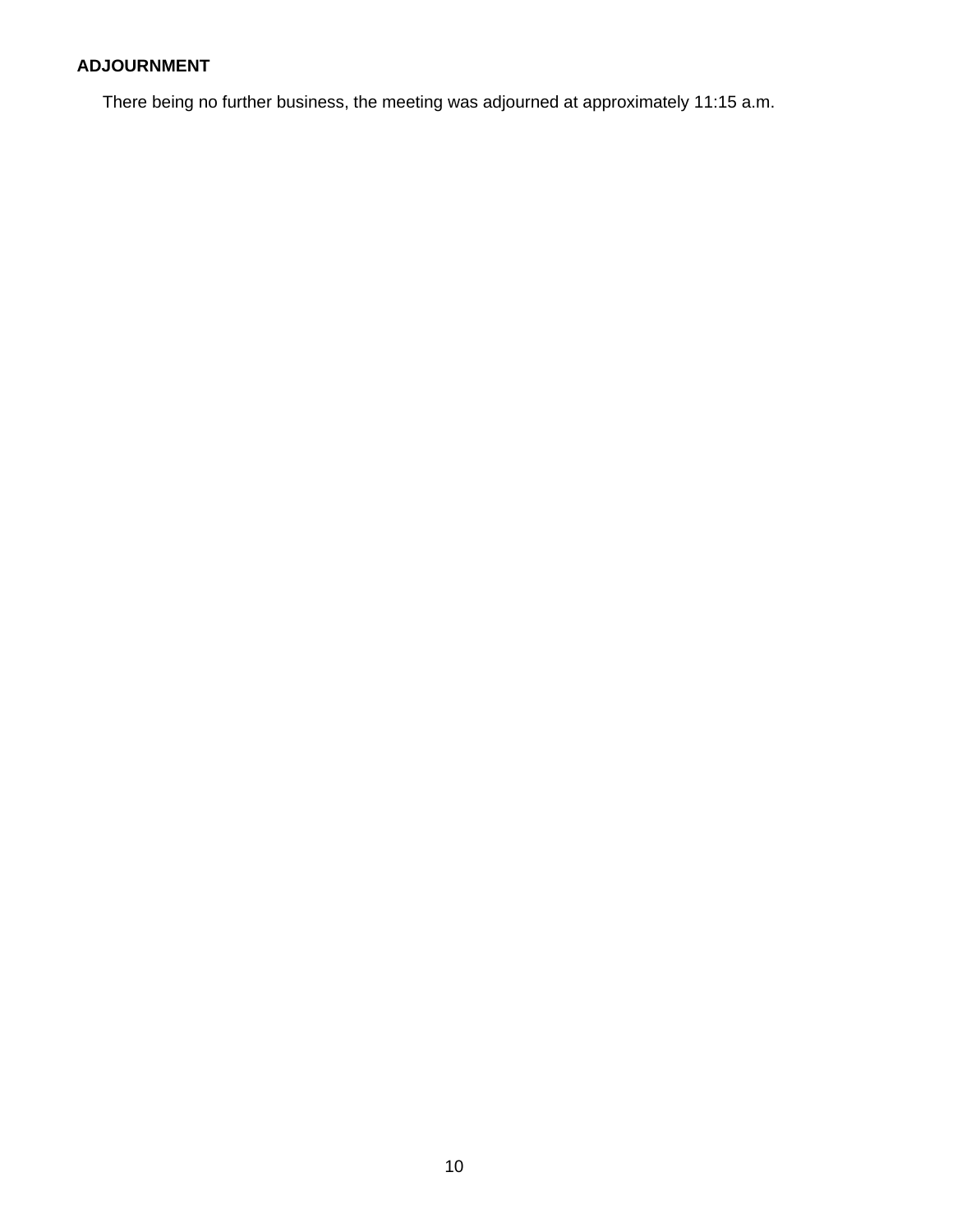**ADJOURNMENT**

There being no further business, the meeting was adjourned at approximately 11:15 a.m.